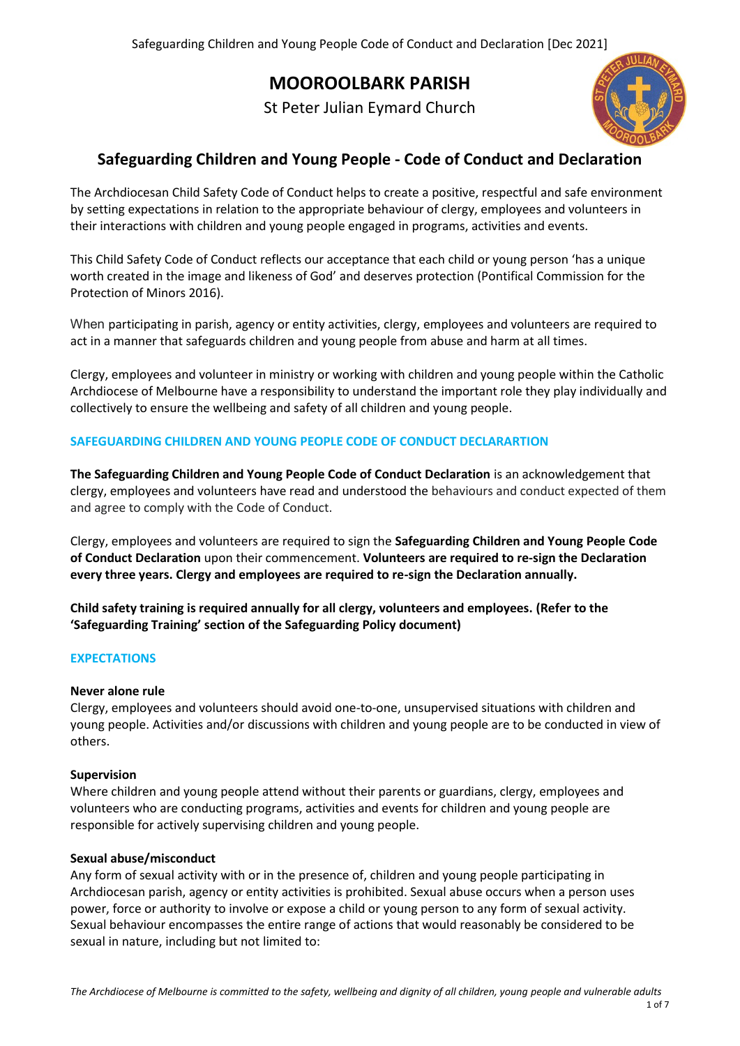# MOOROOLBARK PARISH

St Peter Julian Eymard Church

## Safeguarding Children and Young People - Code of Conduct and Declaration

The Archdiocesan Child Safety Code of Conduct helps to create a positive, respectful and safe environment by setting expectations in relation to the appropriate behaviour of clergy, employees and volunteers in their interactions with children and young people engaged in programs, activities and events.

This Child Safety Code of Conduct reflects our acceptance that each child or young person 'has a unique worth created in the image and likeness of God' and deserves protection (Pontifical Commission for the Protection of Minors 2016).

When participating in parish, agency or entity activities, clergy, employees and volunteers are required to act in a manner that safeguards children and young people from abuse and harm at all times.

Clergy, employees and volunteer in ministry or working with children and young people within the Catholic Archdiocese of Melbourne have a responsibility to understand the important role they play individually and collectively to ensure the wellbeing and safety of all children and young people.

### SAFEGUARDING CHILDREN AND YOUNG PEOPLE CODE OF CONDUCT DECLARARTION

**The Safeguarding Children and Young People Code of Conduct Declaration** is an acknowledgement that clergy, employees and volunteers have read and understood the behaviours and conduct expected of them and agree to comply with the Code of Conduct.

Clergy, employees and volunteers are required to sign the **Safeguarding Children and Young People Code of Conduct Declaration** upon their commencement. **Volunteers are required to re-sign the Declaration every three years. Clergy and employees are required to re-sign the Declaration annually.**

**Child safety training is required annually for all clergy, volunteers and employees. (Refer to the 'Safeguarding Training' section of the Safeguarding Policy document)**

### EXPECTATIONS

**Never alone rule**

Clergy, employees and volunteers should avoid one-to-one, unsupervised situations with children and young people. Activities and/or discussions with children and young people are to be conducted in view of others.

**Supervision**

Where children and young people attend without their parents or guardians, clergy, employees and volunteers who are conducting programs, activities and events for children and young people are responsible for actively supervising children and young people.

**Sexual abuse/misconduct**

Any form of sexual activity with or in the presence of, children and young people participating in Archdiocesan parish, agency or entity activities is prohibited. Sexual abuse occurs when a person uses power, force or authority to involve or expose a child or young person to any form of sexual activity. Sexual behaviour encompasses the entire range of actions that would reasonably be considered to be sexual in nature, including but not limited to:

*The Archdiocese of Melbourne is committed to the safety, wellbeing and dignity of all children, young people and vulnerable adults*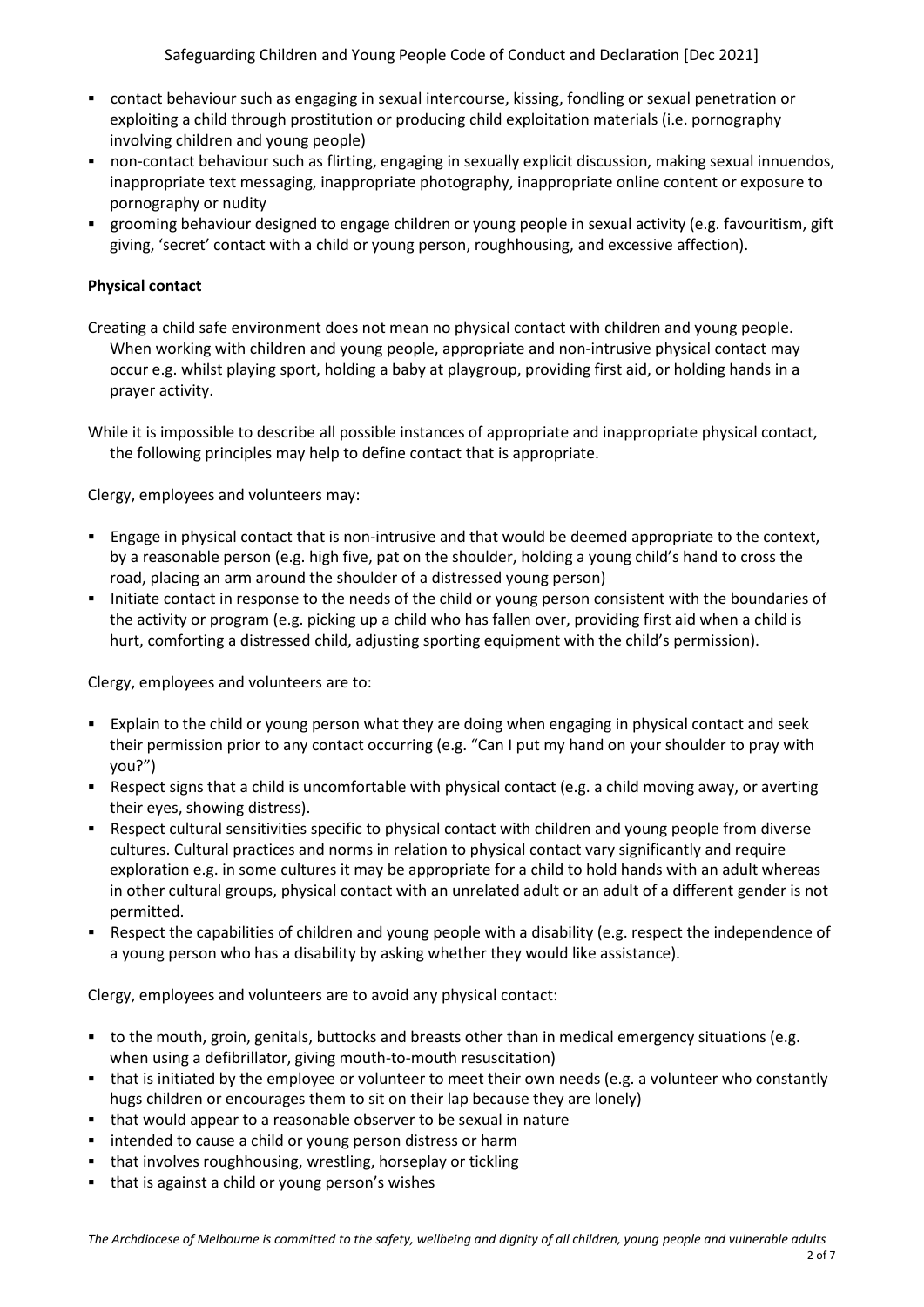- contact behaviour such as engaging in sexual intercourse, kissing, fondling or sexual penetration or exploiting a child through prostitution or producing child exploitation materials (i.e. pornography involving children and young people)
- non-contact behaviour such as flirting, engaging in sexually explicit discussion, making sexual innuendos, inappropriate text messaging, inappropriate photography, inappropriate online content or exposure to pornography or nudity
- grooming behaviour designed to engage children or young people in sexual activity (e.g. favouritism, gift giving, 'secret' contact with a child or young person, roughhousing, and excessive affection).

**Physical contact**

Creating a child safe environment does not mean no physical contact with children and young people. When working with children and young people, appropriate and non-intrusive physical contact may occur e.g. whilst playing sport, holding a baby at playgroup, providing first aid, or holding hands in a prayer activity.

While it is impossible to describe all possible instances of appropriate and inappropriate physical contact, the following principles may help to define contact that is appropriate.

Clergy, employees and volunteers may:

- Engage in physical contact that is non-intrusive and that would be deemed appropriate to the context, by a reasonable person (e.g. high five, pat on the shoulder, holding a young child's hand to cross the road, placing an arm around the shoulder of a distressed young person)
- Initiate contact in response to the needs of the child or young person consistent with the boundaries of the activity or program (e.g. picking up a child who has fallen over, providing first aid when a child is hurt, comforting a distressed child, adjusting sporting equipment with the child's permission).

Clergy, employees and volunteers are to:

- Explain to the child or young person what they are doing when engaging in physical contact and seek their permission prior to any contact occurring (e.g. "Can I put my hand on your shoulder to pray with you?")
- Respect signs that a child is uncomfortable with physical contact (e.g. a child moving away, or averting their eyes, showing distress).
- Respect cultural sensitivities specific to physical contact with children and young people from diverse cultures. Cultural practices and norms in relation to physical contact vary significantly and require exploration e.g. in some cultures it may be appropriate for a child to hold hands with an adult whereas in other cultural groups, physical contact with an unrelated adult or an adult of a different gender is not permitted.
- Respect the capabilities of children and young people with a disability (e.g. respect the independence of a young person who has a disability by asking whether they would like assistance).

Clergy, employees and volunteers are to avoid any physical contact:

- to the mouth, groin, genitals, buttocks and breasts other than in medical emergency situations (e.g. when using a defibrillator, giving mouth-to-mouth resuscitation)
- that is initiated by the employee or volunteer to meet their own needs (e.g. a volunteer who constantly hugs children or encourages them to sit on their lap because they are lonely)
- that would appear to a reasonable observer to be sexual in nature
- intended to cause a child or young person distress or harm
- that involves roughhousing, wrestling, horseplay or tickling
- that is against a child or young person's wishes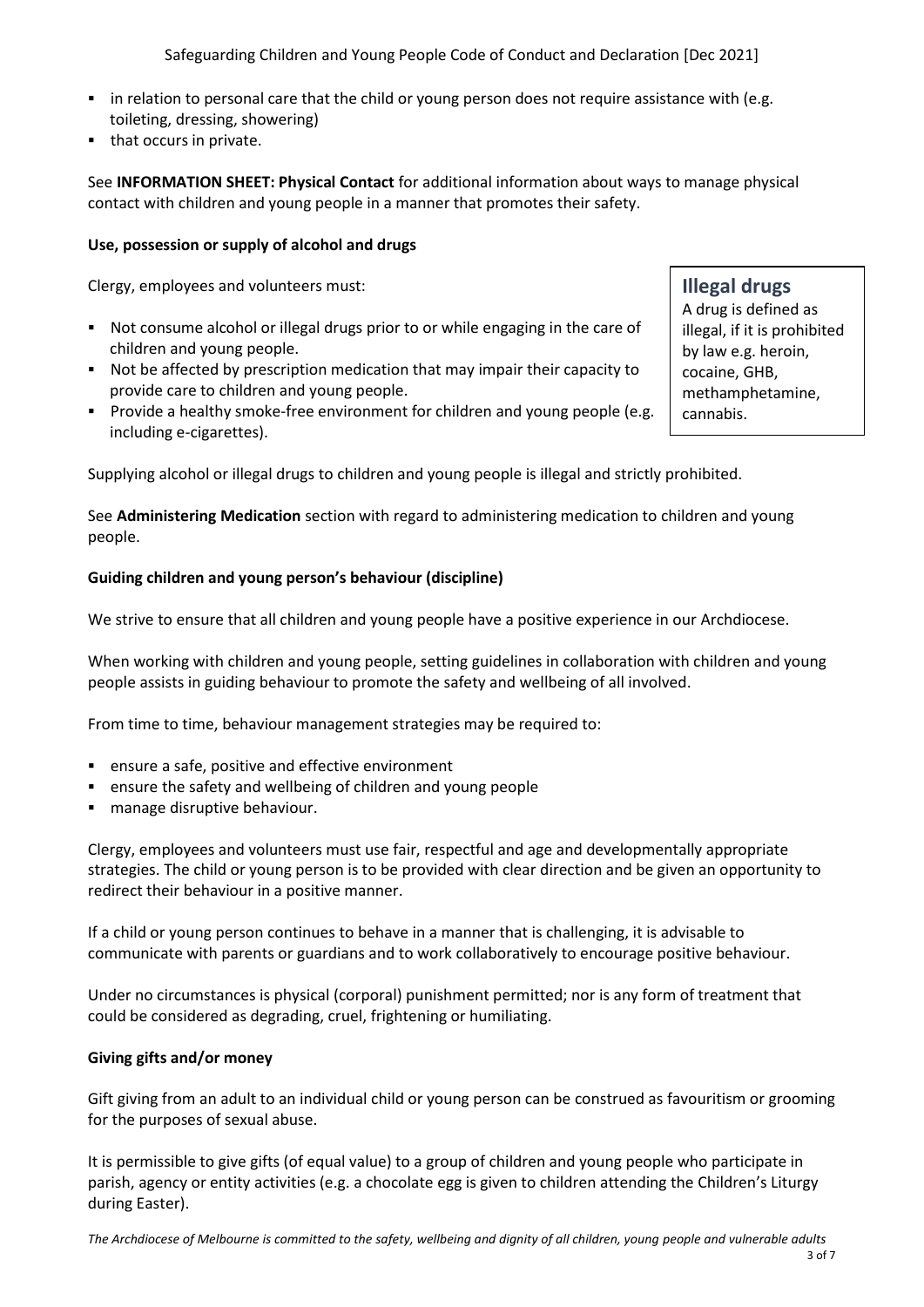- in relation to personal care that the child or young person does not require assistance with (e.g. toileting, dressing, showering)
- that occurs in private.

See **INFORMATION SHEET: Physical Contact** for additional information about ways to manage physical contact with children and young people in a manner that promotes their safety.

**Use, possession or supply of alcohol and drugs**

Clergy, employees and volunteers must:

- Not consume alcohol or illegal drugs prior to or while engaging in the care of children and young people.
- Not be affected by prescription medication that may impair their capacity to provide care to children and young people.
- Provide a healthy smoke-free environment for children and young people (e.g. including e-cigarettes).

> **Illegal drugs**
> A drug is defined as illegal, if it is prohibited by law e.g. heroin, cocaine, GHB, methamphetamine, cannabis.

Supplying alcohol or illegal drugs to children and young people is illegal and strictly prohibited.

See **Administering Medication** section with regard to administering medication to children and young people.

**Guiding children and young person's behaviour (discipline)**

We strive to ensure that all children and young people have a positive experience in our Archdiocese.

When working with children and young people, setting guidelines in collaboration with children and young people assists in guiding behaviour to promote the safety and wellbeing of all involved.

From time to time, behaviour management strategies may be required to:

- ensure a safe, positive and effective environment
- ensure the safety and wellbeing of children and young people
- manage disruptive behaviour.

Clergy, employees and volunteers must use fair, respectful and age and developmentally appropriate strategies. The child or young person is to be provided with clear direction and be given an opportunity to redirect their behaviour in a positive manner.

If a child or young person continues to behave in a manner that is challenging, it is advisable to communicate with parents or guardians and to work collaboratively to encourage positive behaviour.

Under no circumstances is physical (corporal) punishment permitted; nor is any form of treatment that could be considered as degrading, cruel, frightening or humiliating.

**Giving gifts and/or money**

Gift giving from an adult to an individual child or young person can be construed as favouritism or grooming for the purposes of sexual abuse.

It is permissible to give gifts (of equal value) to a group of children and young people who participate in parish, agency or entity activities (e.g. a chocolate egg is given to children attending the Children's Liturgy during Easter).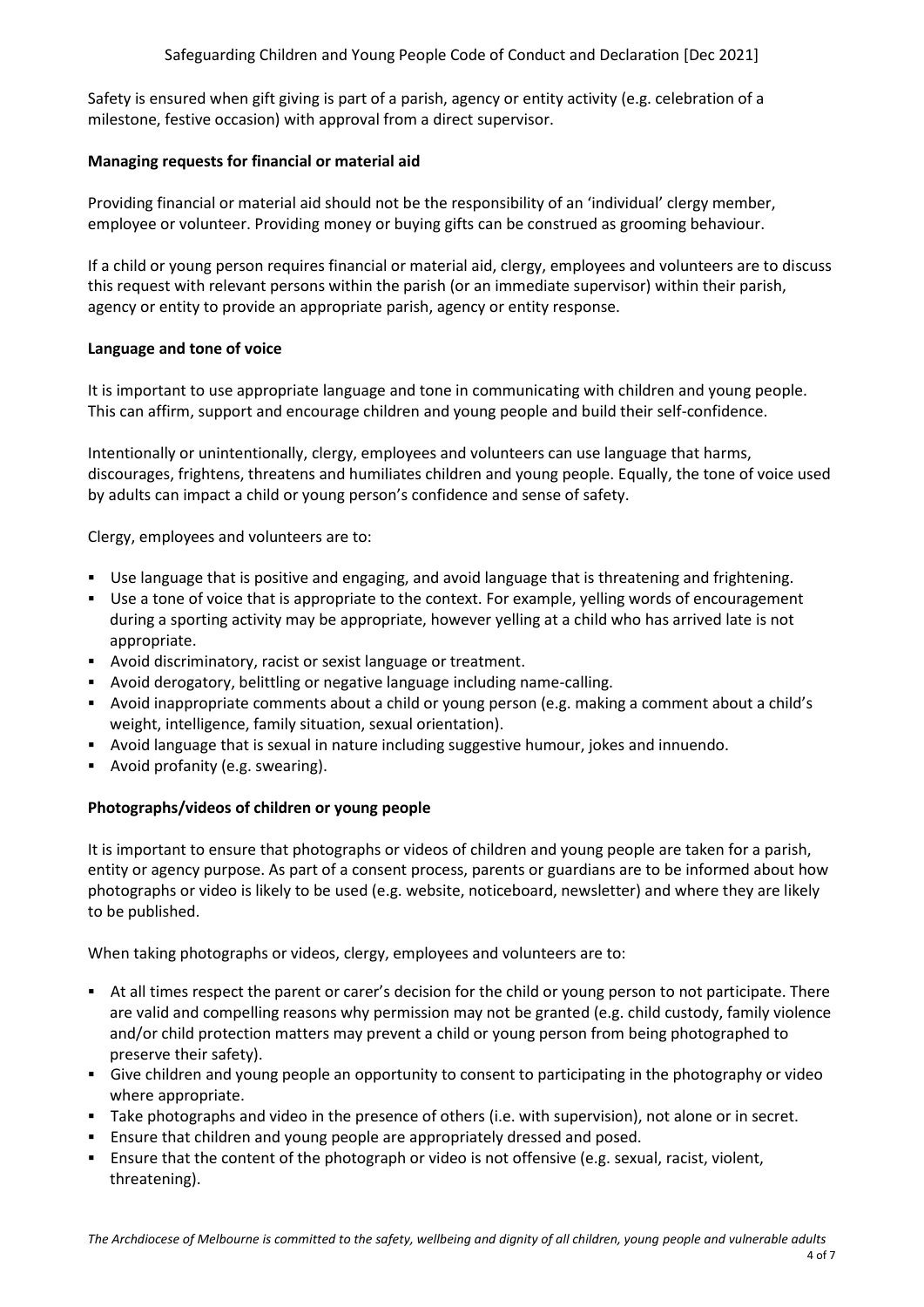Safety is ensured when gift giving is part of a parish, agency or entity activity (e.g. celebration of a milestone, festive occasion) with approval from a direct supervisor.

**Managing requests for financial or material aid**

Providing financial or material aid should not be the responsibility of an 'individual' clergy member, employee or volunteer. Providing money or buying gifts can be construed as grooming behaviour.

If a child or young person requires financial or material aid, clergy, employees and volunteers are to discuss this request with relevant persons within the parish (or an immediate supervisor) within their parish, agency or entity to provide an appropriate parish, agency or entity response.

**Language and tone of voice**

It is important to use appropriate language and tone in communicating with children and young people. This can affirm, support and encourage children and young people and build their self-confidence.

Intentionally or unintentionally, clergy, employees and volunteers can use language that harms, discourages, frightens, threatens and humiliates children and young people. Equally, the tone of voice used by adults can impact a child or young person's confidence and sense of safety.

Clergy, employees and volunteers are to:

- Use language that is positive and engaging, and avoid language that is threatening and frightening.
- Use a tone of voice that is appropriate to the context. For example, yelling words of encouragement during a sporting activity may be appropriate, however yelling at a child who has arrived late is not appropriate.
- Avoid discriminatory, racist or sexist language or treatment.
- Avoid derogatory, belittling or negative language including name-calling.
- Avoid inappropriate comments about a child or young person (e.g. making a comment about a child's weight, intelligence, family situation, sexual orientation).
- Avoid language that is sexual in nature including suggestive humour, jokes and innuendo.
- Avoid profanity (e.g. swearing).

**Photographs/videos of children or young people**

It is important to ensure that photographs or videos of children and young people are taken for a parish, entity or agency purpose. As part of a consent process, parents or guardians are to be informed about how photographs or video is likely to be used (e.g. website, noticeboard, newsletter) and where they are likely to be published.

When taking photographs or videos, clergy, employees and volunteers are to:

- At all times respect the parent or carer's decision for the child or young person to not participate. There are valid and compelling reasons why permission may not be granted (e.g. child custody, family violence and/or child protection matters may prevent a child or young person from being photographed to preserve their safety).
- Give children and young people an opportunity to consent to participating in the photography or video where appropriate.
- Take photographs and video in the presence of others (i.e. with supervision), not alone or in secret.
- Ensure that children and young people are appropriately dressed and posed.
- Ensure that the content of the photograph or video is not offensive (e.g. sexual, racist, violent, threatening).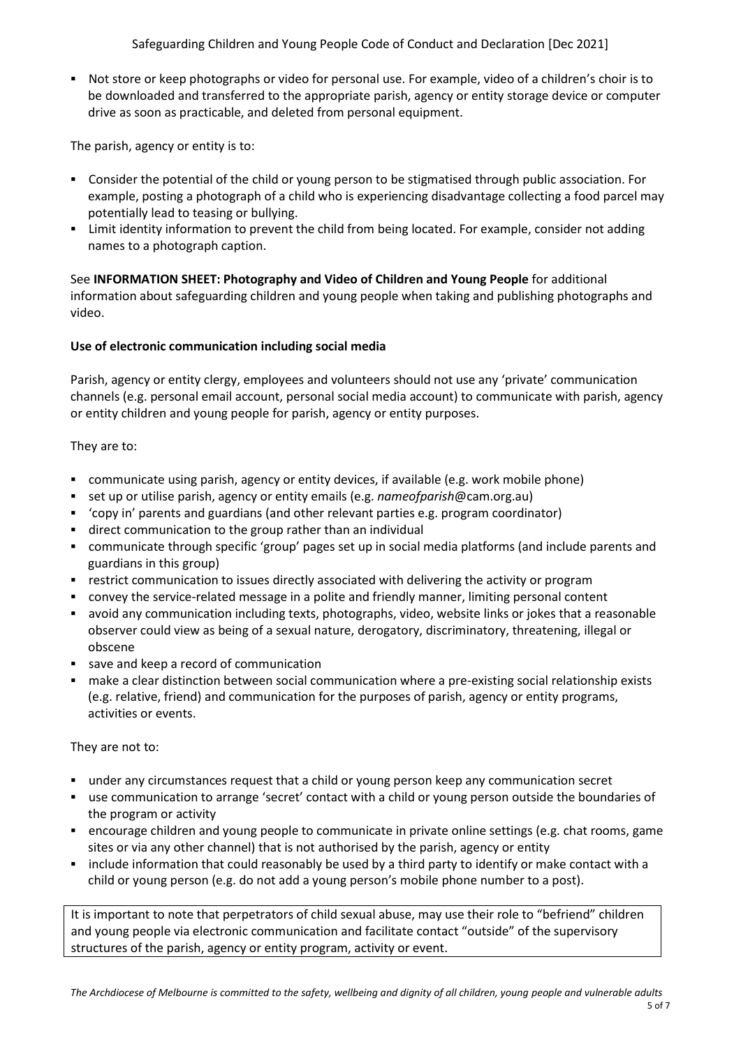- Not store or keep photographs or video for personal use. For example, video of a children's choir is to be downloaded and transferred to the appropriate parish, agency or entity storage device or computer drive as soon as practicable, and deleted from personal equipment.

The parish, agency or entity is to:

- Consider the potential of the child or young person to be stigmatised through public association. For example, posting a photograph of a child who is experiencing disadvantage collecting a food parcel may potentially lead to teasing or bullying.
- Limit identity information to prevent the child from being located. For example, consider not adding names to a photograph caption.

See **INFORMATION SHEET: Photography and Video of Children and Young People** for additional information about safeguarding children and young people when taking and publishing photographs and video.

**Use of electronic communication including social media**

Parish, agency or entity clergy, employees and volunteers should not use any 'private' communication channels (e.g. personal email account, personal social media account) to communicate with parish, agency or entity children and young people for parish, agency or entity purposes.

They are to:

- communicate using parish, agency or entity devices, if available (e.g. work mobile phone)
- set up or utilise parish, agency or entity emails (e.g. *nameofparish*@cam.org.au)
- 'copy in' parents and guardians (and other relevant parties e.g. program coordinator)
- direct communication to the group rather than an individual
- communicate through specific 'group' pages set up in social media platforms (and include parents and guardians in this group)
- restrict communication to issues directly associated with delivering the activity or program
- convey the service-related message in a polite and friendly manner, limiting personal content
- avoid any communication including texts, photographs, video, website links or jokes that a reasonable observer could view as being of a sexual nature, derogatory, discriminatory, threatening, illegal or obscene
- save and keep a record of communication
- make a clear distinction between social communication where a pre-existing social relationship exists (e.g. relative, friend) and communication for the purposes of parish, agency or entity programs, activities or events.

They are not to:

- under any circumstances request that a child or young person keep any communication secret
- use communication to arrange 'secret' contact with a child or young person outside the boundaries of the program or activity
- encourage children and young people to communicate in private online settings (e.g. chat rooms, game sites or via any other channel) that is not authorised by the parish, agency or entity
- include information that could reasonably be used by a third party to identify or make contact with a child or young person (e.g. do not add a young person's mobile phone number to a post).

It is important to note that perpetrators of child sexual abuse, may use their role to "befriend" children and young people via electronic communication and facilitate contact "outside" of the supervisory structures of the parish, agency or entity program, activity or event.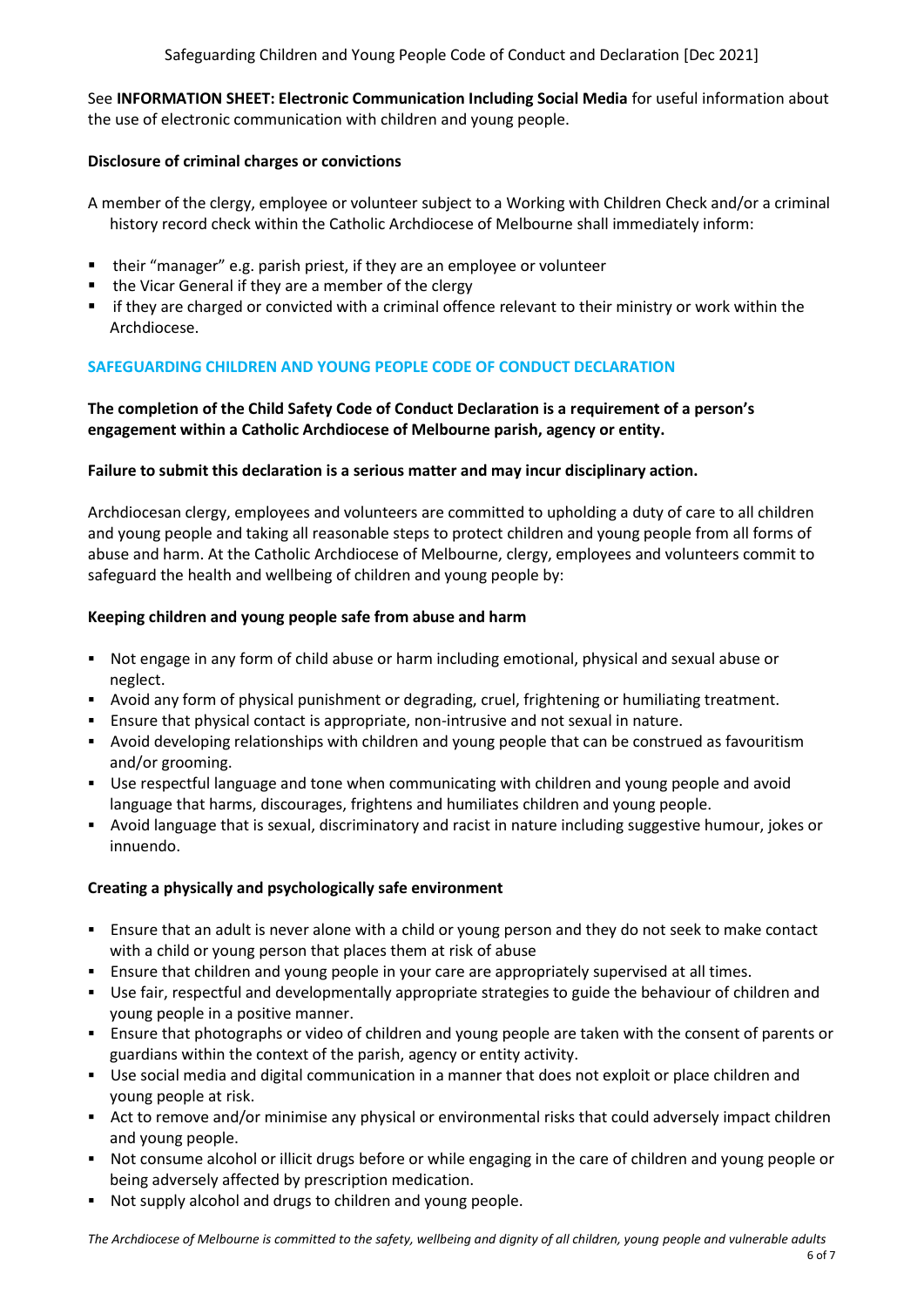See **INFORMATION SHEET: Electronic Communication Including Social Media** for useful information about the use of electronic communication with children and young people.

**Disclosure of criminal charges or convictions**

A member of the clergy, employee or volunteer subject to a Working with Children Check and/or a criminal history record check within the Catholic Archdiocese of Melbourne shall immediately inform:

- their "manager" e.g. parish priest, if they are an employee or volunteer
- the Vicar General if they are a member of the clergy
- if they are charged or convicted with a criminal offence relevant to their ministry or work within the Archdiocese.

## SAFEGUARDING CHILDREN AND YOUNG PEOPLE CODE OF CONDUCT DECLARATION

**The completion of the Child Safety Code of Conduct Declaration is a requirement of a person's engagement within a Catholic Archdiocese of Melbourne parish, agency or entity.**

**Failure to submit this declaration is a serious matter and may incur disciplinary action.**

Archdiocesan clergy, employees and volunteers are committed to upholding a duty of care to all children and young people and taking all reasonable steps to protect children and young people from all forms of abuse and harm. At the Catholic Archdiocese of Melbourne, clergy, employees and volunteers commit to safeguard the health and wellbeing of children and young people by:

**Keeping children and young people safe from abuse and harm**

- Not engage in any form of child abuse or harm including emotional, physical and sexual abuse or neglect.
- Avoid any form of physical punishment or degrading, cruel, frightening or humiliating treatment.
- Ensure that physical contact is appropriate, non-intrusive and not sexual in nature.
- Avoid developing relationships with children and young people that can be construed as favouritism and/or grooming.
- Use respectful language and tone when communicating with children and young people and avoid language that harms, discourages, frightens and humiliates children and young people.
- Avoid language that is sexual, discriminatory and racist in nature including suggestive humour, jokes or innuendo.

**Creating a physically and psychologically safe environment**

- Ensure that an adult is never alone with a child or young person and they do not seek to make contact with a child or young person that places them at risk of abuse
- Ensure that children and young people in your care are appropriately supervised at all times.
- Use fair, respectful and developmentally appropriate strategies to guide the behaviour of children and young people in a positive manner.
- Ensure that photographs or video of children and young people are taken with the consent of parents or guardians within the context of the parish, agency or entity activity.
- Use social media and digital communication in a manner that does not exploit or place children and young people at risk.
- Act to remove and/or minimise any physical or environmental risks that could adversely impact children and young people.
- Not consume alcohol or illicit drugs before or while engaging in the care of children and young people or being adversely affected by prescription medication.
- Not supply alcohol and drugs to children and young people.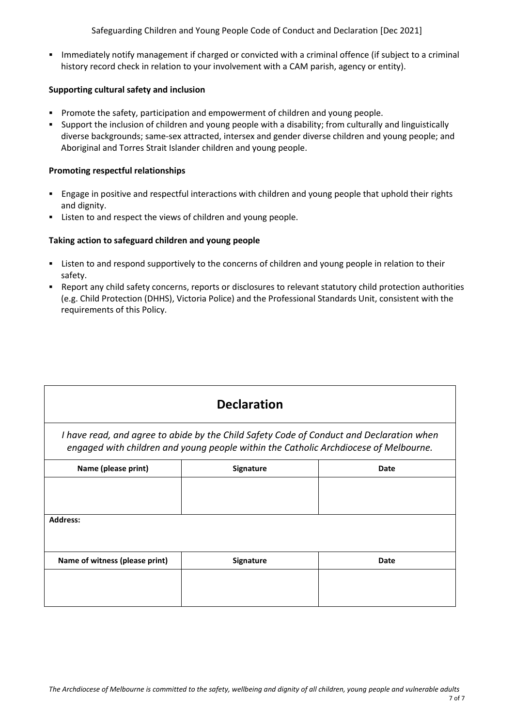- Immediately notify management if charged or convicted with a criminal offence (if subject to a criminal history record check in relation to your involvement with a CAM parish, agency or entity).

**Supporting cultural safety and inclusion**

- Promote the safety, participation and empowerment of children and young people.
- Support the inclusion of children and young people with a disability; from culturally and linguistically diverse backgrounds; same-sex attracted, intersex and gender diverse children and young people; and Aboriginal and Torres Strait Islander children and young people.

**Promoting respectful relationships**

- Engage in positive and respectful interactions with children and young people that uphold their rights and dignity.
- Listen to and respect the views of children and young people.

**Taking action to safeguard children and young people**

- Listen to and respond supportively to the concerns of children and young people in relation to their safety.
- Report any child safety concerns, reports or disclosures to relevant statutory child protection authorities (e.g. Child Protection (DHHS), Victoria Police) and the Professional Standards Unit, consistent with the requirements of this Policy.

## Declaration

*I have read, and agree to abide by the Child Safety Code of Conduct and Declaration when engaged with children and young people within the Catholic Archdiocese of Melbourne.*

| Name (please print) | Signature | Date |
| --- | --- | --- |
| | | |
| **Address:** | | |
| **Name of witness (please print)** | **Signature** | **Date** |
| | | |

*The Archdiocese of Melbourne is committed to the safety, wellbeing and dignity of all children, young people and vulnerable adults*